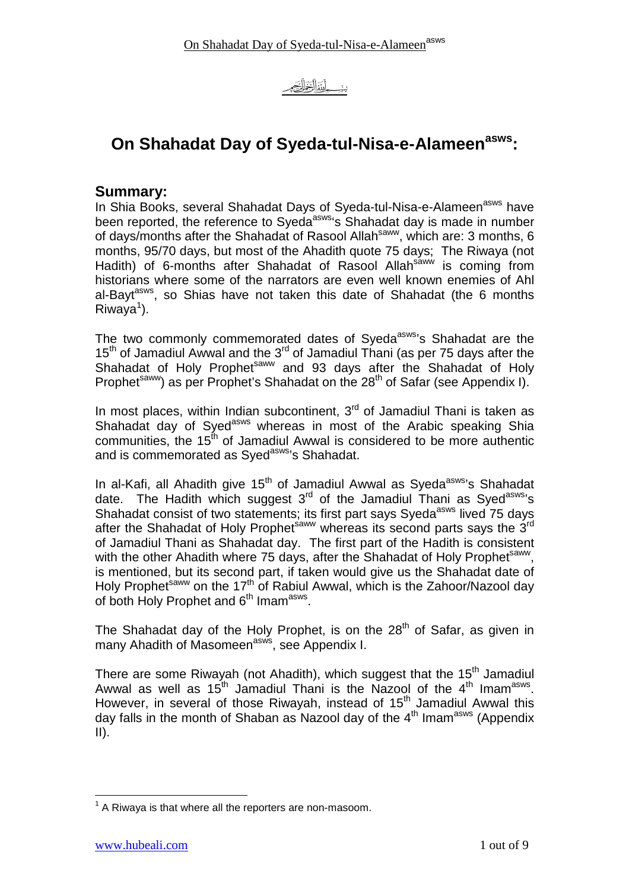بسم الله الرحمن الرحيم

# On Shahadat Day of Syeda-tul-Nisa-e-Alameen[asws]:

## Summary:

In Shia Books, several Shahadat Days of Syeda-tul-Nisa-e-Alameen[asws] have been reported, the reference to Syeda[asws]'s Shahadat day is made in number of days/months after the Shahadat of Rasool Allah[saww], which are: 3 months, 6 months, 95/70 days, but most of the Ahadith quote 75 days; The Riwaya (not Hadith) of 6-months after Shahadat of Rasool Allah[saww] is coming from historians where some of the narrators are even well known enemies of Ahl al-Bayt[asws], so Shias have not taken this date of Shahadat (the 6 months Riwaya[1]).

The two commonly commemorated dates of Syeda[asws]'s Shahadat are the 15th of Jamadiul Awwal and the 3rd of Jamadiul Thani (as per 75 days after the Shahadat of Holy Prophet[saww] and 93 days after the Shahadat of Holy Prophet[saww]) as per Prophet's Shahadat on the 28th of Safar (see Appendix I).

In most places, within Indian subcontinent, 3rd of Jamadiul Thani is taken as Shahadat day of Syed[asws] whereas in most of the Arabic speaking Shia communities, the 15th of Jamadiul Awwal is considered to be more authentic and is commemorated as Syed[asws]'s Shahadat.

In al-Kafi, all Ahadith give 15th of Jamadiul Awwal as Syeda[asws]'s Shahadat date. The Hadith which suggest 3rd of the Jamadiul Thani as Syed[asws]'s Shahadat consist of two statements; its first part says Syeda[asws] lived 75 days after the Shahadat of Holy Prophet[saww] whereas its second parts says the 3rd of Jamadiul Thani as Shahadat day. The first part of the Hadith is consistent with the other Ahadith where 75 days, after the Shahadat of Holy Prophet[saww], is mentioned, but its second part, if taken would give us the Shahadat date of Holy Prophet[saww] on the 17th of Rabiul Awwal, which is the Zahoor/Nazool day of both Holy Prophet and 6th Imam[asws].

The Shahadat day of the Holy Prophet, is on the 28th of Safar, as given in many Ahadith of Masomeen[asws], see Appendix I.

There are some Riwayah (not Ahadith), which suggest that the 15th Jamadiul Awwal as well as 15th Jamadiul Thani is the Nazool of the 4th Imam[asws]. However, in several of those Riwayah, instead of 15th Jamadiul Awwal this day falls in the month of Shaban as Nazool day of the 4th Imam[asws] (Appendix II).

---

[1] A Riwaya is that where all the reporters are non-masoom.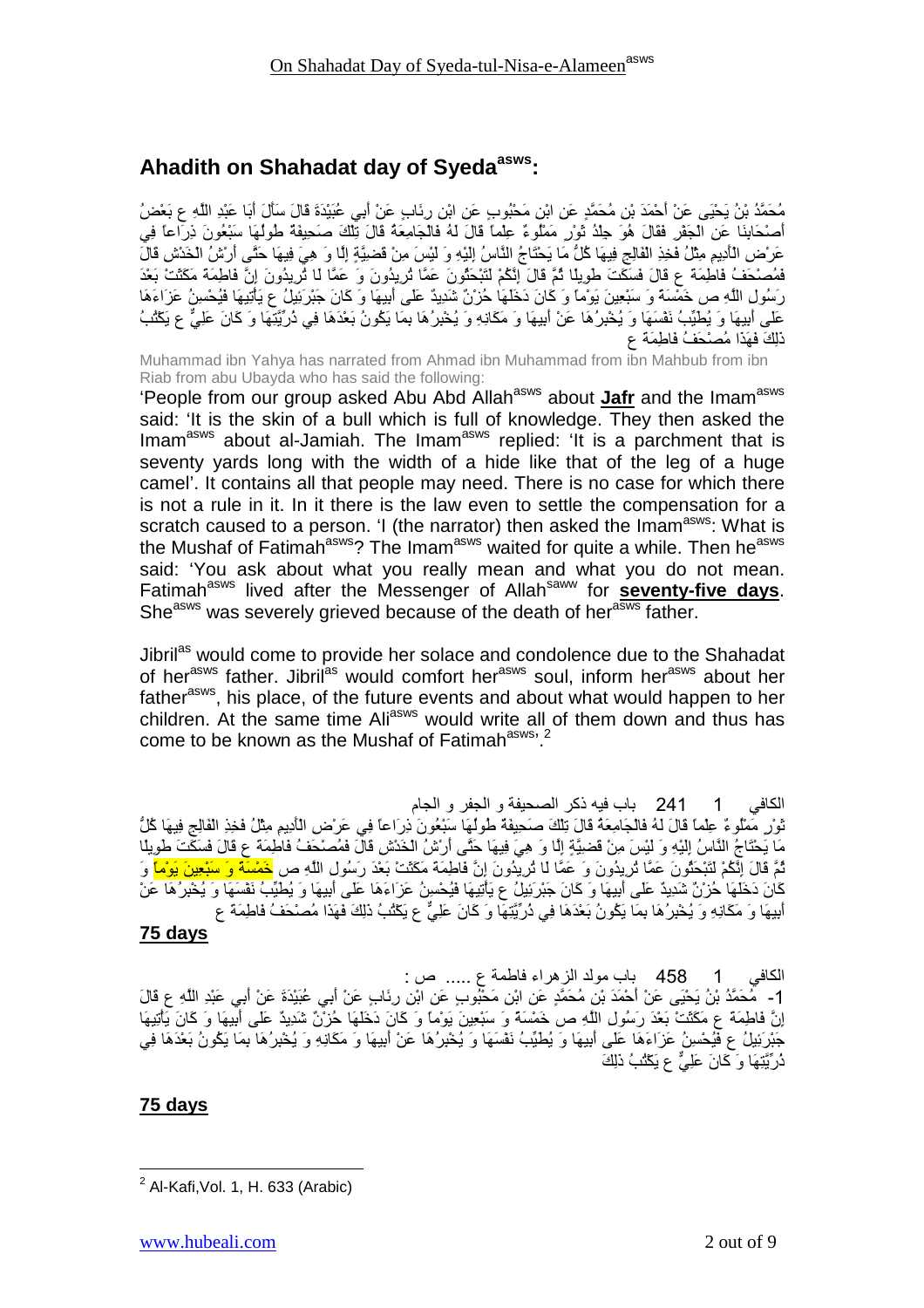## Ahadith on Shahadat day of Syeda[asws]:

مُحَمَّدُ بْنُ يَحْيَى عَنْ أَحْمَدَ بْنِ مُحَمَّدٍ عَنِ ابْنِ مَحْبُوبٍ عَنِ ابْنِ رِئَابٍ عَنْ أَبِي عُبَيْدَةَ قَالَ سَأَلَ أَبَا عَبْدِ اللَّهِ ع بَعْضُ أَصْحَابِنَا عَنِ الْجَفْرِ فَقَالَ هُوَ جِلْدُ ثَوْرٍ مَمْلُوءٌ عِلْماً قَالَ لَهُ فَالْجَامِعَةُ قَالَ تِلْكَ صَحِيفَةٌ طُولُهَا سَبْعُونَ ذِرَاعاً فِي عَرْضِ الْأَدِيمِ مِثْلُ فَخِذِ الْفَالِجِ فِيهَا كُلُّ مَا يَحْتَاجُ النَّاسُ إِلَيْهِ وَ لَيْسَ مِنْ قَضِيَّةٍ إِلَّا وَ هِيَ فِيهَا حَتَّى أَرْشُ الْخَدْشِ قَالَ فَمُصْحَفُ فَاطِمَةَ ع قَالَ فَسَكَتَ طَوِيلًا ثُمَّ قَالَ إِنَّكُمْ لَتَبْحَثُونَ عَمَّا تُرِيدُونَ وَ عَمَّا لَا تُرِيدُونَ إِنَّ فَاطِمَةَ مَكَثَتْ بَعْدَ رَسُولِ اللَّهِ ص خَمْسَةً وَ سَبْعِينَ يَوْماً وَ كَانَ دَخَلَهَا حُزْنٌ شَدِيدٌ عَلَى أَبِيهَا وَ كَانَ جَبْرَئِيلُ ع يَأْتِيهَا فَيُحْسِنُ عَزَاءَهَا عَلَى أَبِيهَا وَ يُطَيِّبُ نَفْسَهَا وَ يُخْبِرُهَا عَنْ أَبِيهَا وَ مَكَانِهِ وَ يُخْبِرُهَا بِمَا يَكُونُ بَعْدَهَا فِي ذُرِّيَّتِهَا وَ كَانَ عَلِيٌّ ع يَكْتُبُ ذَلِكَ فَهَذَا مُصْحَفُ فَاطِمَةَ ع

Muhammad ibn Yahya has narrated from Ahmad ibn Muhammad from ibn Mahbub from ibn Riab from abu Ubayda who has said the following:

'People from our group asked Abu Abd Allah[asws] about **Jafr** and the Imam[asws] said: 'It is the skin of a bull which is full of knowledge. They then asked the Imam[asws] about al-Jamiah. The Imam[asws] replied: 'It is a parchment that is seventy yards long with the width of a hide like that of the leg of a huge camel'. It contains all that people may need. There is no case for which there is not a rule in it. In it there is the law even to settle the compensation for a scratch caused to a person. 'I (the narrator) then asked the Imam[asws]: What is the Mushaf of Fatimah[asws]? The Imam[asws] waited for quite a while. Then he[asws] said: 'You ask about what you really mean and what you do not mean. Fatimah[asws] lived after the Messenger of Allah[saww] for **seventy-five days**. She[asws] was severely grieved because of the death of her[asws] father.

Jibril[as] would come to provide her solace and condolence due to the Shahadat of her[asws] father. Jibril[as] would comfort her[asws] soul, inform her[asws] about her father[asws], his place, of the future events and about what would happen to her children. At the same time Ali[asws] would write all of them down and thus has come to be known as the Mushaf of Fatimah[asws]'.[2]

الكافي 1 241 باب فيه ذكر الصحيفة و الجفر و الجام
ثَوْرٍ مَمْلُوءٌ عِلْماً قَالَ لَهُ فَالْجَامِعَةُ قَالَ تِلْكَ صَحِيفَةٌ طُولُهَا سَبْعُونَ ذِرَاعاً فِي عَرْضِ الْأَدِيمِ مِثْلُ فَخِذِ الْفَالِجِ فِيهَا كُلُّ مَا يَحْتَاجُ النَّاسُ إِلَيْهِ وَ لَيْسَ مِنْ قَضِيَّةٍ إِلَّا وَ هِيَ فِيهَا حَتَّى أَرْشُ الْخَدْشِ قَالَ فَمُصْحَفُ فَاطِمَةَ ع قَالَ فَسَكَتَ طَوِيلًا ثُمَّ قَالَ إِنَّكُمْ لَتَبْحَثُونَ عَمَّا تُرِيدُونَ وَ عَمَّا لَا تُرِيدُونَ إِنَّ فَاطِمَةَ مَكَثَتْ بَعْدَ رَسُولِ اللَّهِ ص خَمْسَةً وَ سَبْعِينَ يَوْماً وَ كَانَ دَخَلَهَا حُزْنٌ شَدِيدٌ عَلَى أَبِيهَا وَ كَانَ جَبْرَئِيلُ ع يَأْتِيهَا فَيُحْسِنُ عَزَاءَهَا عَلَى أَبِيهَا وَ يُطَيِّبُ نَفْسَهَا وَ يُخْبِرُهَا عَنْ أَبِيهَا وَ مَكَانِهِ وَ يُخْبِرُهَا بِمَا يَكُونُ بَعْدَهَا فِي ذُرِّيَّتِهَا وَ كَانَ عَلِيٌّ ع يَكْتُبُ ذَلِكَ فَهَذَا مُصْحَفُ فَاطِمَةَ ع

**75 days**

الكافي 1 458 باب مولد الزهراء فاطمة ع ..... ص :
1- مُحَمَّدُ بْنُ يَحْيَى عَنْ أَحْمَدَ بْنِ مُحَمَّدٍ عَنِ ابْنِ مَحْبُوبٍ عَنِ ابْنِ رِئَابٍ عَنْ أَبِي عُبَيْدَةَ عَنْ أَبِي عَبْدِ اللَّهِ ع قَالَ إِنَّ فَاطِمَةَ ع مَكَثَتْ بَعْدَ رَسُولِ اللَّهِ ص خَمْسَةً وَ سَبْعِينَ يَوْماً وَ كَانَ دَخَلَهَا حُزْنٌ شَدِيدٌ عَلَى أَبِيهَا وَ كَانَ جَبْرَئِيلُ ع يَأْتِيهَا فَيُحْسِنُ عَزَاءَهَا عَلَى أَبِيهَا وَ يُطَيِّبُ نَفْسَهَا وَ يُخْبِرُهَا عَنْ أَبِيهَا وَ مَكَانِهِ وَ يُخْبِرُهَا بِمَا يَكُونُ بَعْدَهَا فِي ذُرِّيَّتِهَا وَ كَانَ عَلِيٌّ ع يَكْتُبُ ذَلِكَ

**75 days**

---

[2] Al-Kafi,Vol. 1, H. 633 (Arabic)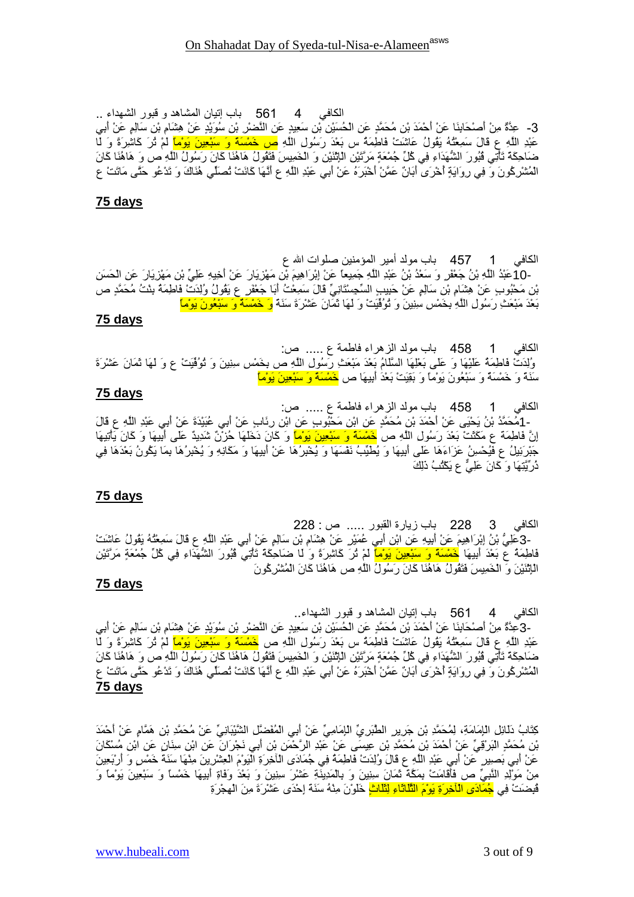الكافي 4 561 باب إتيان المشاهد و قبور الشهداء ..

3- عِدَّةٌ مِنْ أَصْحَابِنَا عَنْ أَحْمَدَ بْنِ مُحَمَّدٍ عَنِ الْحُسَيْنِ بْنِ سَعِيدٍ عَنِ النَّضْرِ بْنِ سُوَيْدٍ عَنْ هِشَامِ بْنِ سَالِمٍ عَنْ أَبِي عَبْدِ اللَّهِ ع قَالَ سَمِعْتُهُ يَقُولُ عَاشَتْ فَاطِمَةُ س بَعْدَ رَسُولِ اللَّهِ ص خَمْسَةً وَ سَبْعِينَ يَوْماً لَمْ تُرَ كَاشِرَةً وَ لَا ضَاحِكَةً تَأْتِي قُبُورَ الشُّهَدَاءِ فِي كُلِّ جُمْعَةٍ مَرَّتَيْنِ الِاثْنَيْنِ وَ الْخَمِيسَ فَتَقُولُ هَاهُنَا كَانَ رَسُولُ اللَّهِ ص وَ هَاهُنَا كَانَ الْمُشْرِكُونَ وَ فِي رِوَايَةٍ أُخْرَى أَبَانٌ عَمَّنْ أَخْبَرَهُ عَنْ أَبِي عَبْدِ اللَّهِ ع أَنَّهَا كَانَتْ تُصَلِّي هُنَاكَ وَ تَدْعُو حَتَّى مَاتَتْ ع

**75 days**

الكافي 1 457 باب مولد أمير المؤمنين صلوات الله ع

10- عَبْدُ اللَّهِ بْنُ جَعْفَرٍ وَ سَعْدُ بْنُ عَبْدِ اللَّهِ جَمِيعاً عَنْ إِبْرَاهِيمَ بْنِ مَهْزِيَارَ عَنْ أَخِيهِ عَلِيِّ بْنِ مَهْزِيَارَ عَنِ الْحَسَنِ بْنِ مَحْبُوبٍ عَنْ هِشَامِ بْنِ سَالِمٍ عَنْ حَبِيبٍ السِّجِسْتَانِيِّ قَالَ سَمِعْتُ أَبَا جَعْفَرٍ ع يَقُولُ وُلِدَتْ فَاطِمَةُ بِنْتُ مُحَمَّدٍ ص بَعْدَ مَبْعَثِ رَسُولِ اللَّهِ بِخَمْسِ سِنِينَ وَ تُوُفِّيَتْ وَ لَهَا ثَمَانَ عَشْرَةَ سَنَةً وَ خَمْسَةٌ وَ سَبْعُونَ يَوْماً

**75 days**

الكافي 1 458 باب مولد الزهراء فاطمة ع ..... ص:

وُلِدَتْ فَاطِمَةُ عَلَيْهَا وَ عَلَى بَعْلِهَا السَّلَامُ بَعْدَ مَبْعَثِ رَسُولِ اللَّهِ ص بِخَمْسِ سِنِينَ وَ تُوُفِّيَتْ ع وَ لَهَا ثَمَانَ عَشْرَةَ سَنَةً وَ خَمْسَةٌ وَ سَبْعُونَ يَوْماً وَ بَقِيَتْ بَعْدَ أَبِيهَا ص خَمْسَةً وَ سَبْعِينَ يَوْماً

**75 days**

الكافي 1 458 باب مولد الزهراء فاطمة ع ..... ص:

1- مُحَمَّدُ بْنُ يَحْيَى عَنْ أَحْمَدَ بْنِ مُحَمَّدٍ عَنِ ابْنِ مَحْبُوبٍ عَنِ ابْنِ رِئَابٍ عَنْ أَبِي عُبَيْدَةَ عَنْ أَبِي عَبْدِ اللَّهِ ع قَالَ إِنَّ فَاطِمَةَ ع مَكَثَتْ بَعْدَ رَسُولِ اللَّهِ ص خَمْسَةً وَ سَبْعِينَ يَوْماً وَ كَانَ دَخَلَهَا حُزْنٌ شَدِيدٌ عَلَى أَبِيهَا وَ كَانَ يَأْتِيهَا جَبْرَئِيلُ ع فَيُحْسِنُ عَزَاءَهَا عَلَى أَبِيهَا وَ يُطَيِّبُ نَفْسَهَا وَ يُخْبِرُهَا عَنْ أَبِيهَا وَ مَكَانِهِ وَ يُخْبِرُهَا بِمَا يَكُونُ بَعْدَهَا فِي ذُرِّيَّتِهَا وَ كَانَ عَلِيٌّ ع يَكْتُبُ ذَلِكَ

**75 days**

الكافي 3 228 باب زيارة القبور ..... ص : 228

3- عَلِيُّ بْنُ إِبْرَاهِيمَ عَنْ أَبِيهِ عَنِ ابْنِ أَبِي عُمَيْرٍ عَنْ هِشَامِ بْنِ سَالِمٍ عَنْ أَبِي عَبْدِ اللَّهِ ع قَالَ سَمِعْتُهُ يَقُولُ عَاشَتْ فَاطِمَةُ ع بَعْدَ أَبِيهَا خَمْسَةً وَ سَبْعِينَ يَوْماً لَمْ تُرَ كَاشِرَةً وَ لَا ضَاحِكَةً تَأْتِي قُبُورَ الشُّهَدَاءِ فِي كُلِّ جُمْعَةٍ مَرَّتَيْنِ الِاثْنَيْنِ وَ الْخَمِيسَ فَتَقُولُ هَاهُنَا كَانَ رَسُولُ اللَّهِ ص هَاهُنَا كَانَ الْمُشْرِكُونَ

**75 days**

الكافي 4 561 باب إتيان المشاهد و قبور الشهداء..

3- عِدَّةٌ مِنْ أَصْحَابِنَا عَنْ أَحْمَدَ بْنِ مُحَمَّدٍ عَنِ الْحُسَيْنِ بْنِ سَعِيدٍ عَنِ النَّضْرِ بْنِ سُوَيْدٍ عَنْ هِشَامِ بْنِ سَالِمٍ عَنْ أَبِي عَبْدِ اللَّهِ ع قَالَ سَمِعْتُهُ يَقُولُ عَاشَتْ فَاطِمَةُ س بَعْدَ رَسُولِ اللَّهِ ص خَمْسَةً وَ سَبْعِينَ يَوْماً لَمْ تُرَ كَاشِرَةً وَ لَا ضَاحِكَةً تَأْتِي قُبُورَ الشُّهَدَاءِ فِي كُلِّ جُمْعَةٍ مَرَّتَيْنِ الِاثْنَيْنِ وَ الْخَمِيسَ فَتَقُولُ هَاهُنَا كَانَ رَسُولُ اللَّهِ ص وَ هَاهُنَا كَانَ الْمُشْرِكُونَ وَ فِي رِوَايَةٍ أُخْرَى أَبَانٌ عَمَّنْ أَخْبَرَهُ عَنْ أَبِي عَبْدِ اللَّهِ ع أَنَّهَا كَانَتْ تُصَلِّي هُنَاكَ وَ تَدْعُو حَتَّى مَاتَتْ ع

**75 days**

كِتَابُ دَلَائِلِ الْإِمَامَةِ، لِمُحَمَّدِ بْنِ جَرِيرٍ الطَّبَرِيِّ الْإِمَامِيِّ عَنْ أَبِي الْمُفَضَّلِ الشَّيْبَانِيِّ عَنْ مُحَمَّدِ بْنِ هَمَّامٍ عَنْ أَحْمَدَ بْنِ مُحَمَّدٍ الْبَرْقِيِّ عَنْ أَحْمَدَ بْنِ مُحَمَّدِ بْنِ عِيسَى عَنْ عَبْدِ الرَّحْمَنِ بْنِ أَبِي نَجْرَانَ عَنِ ابْنِ سِنَانٍ عَنِ ابْنِ مُسْكَانَ عَنْ أَبِي بَصِيرٍ عَنْ أَبِي عَبْدِ اللَّهِ ع قَالَ وُلِدَتْ فَاطِمَةُ فِي جُمَادَى الْآخِرَةِ الْيَوْمَ الْعِشْرِينَ مِنْهَا سَنَةَ خَمْسٍ وَ أَرْبَعِينَ مِنْ مَوْلِدِ النَّبِيِّ ص فَأَقَامَتْ بِمَكَّةَ ثَمَانَ سِنِينَ وَ بِالْمَدِينَةِ عَشْرَ سِنِينَ وَ بَعْدَ وَفَاةِ أَبِيهَا خَمْساً وَ سَبْعِينَ يَوْماً وَ قُبِضَتْ فِي جُمَادَى الْآخِرَةِ يَوْمَ الثُّلَاثَاءِ لِثَلَاثٍ خَلَوْنَ مِنْهُ سَنَةَ إِحْدَى عَشْرَةَ مِنَ الْهِجْرَةِ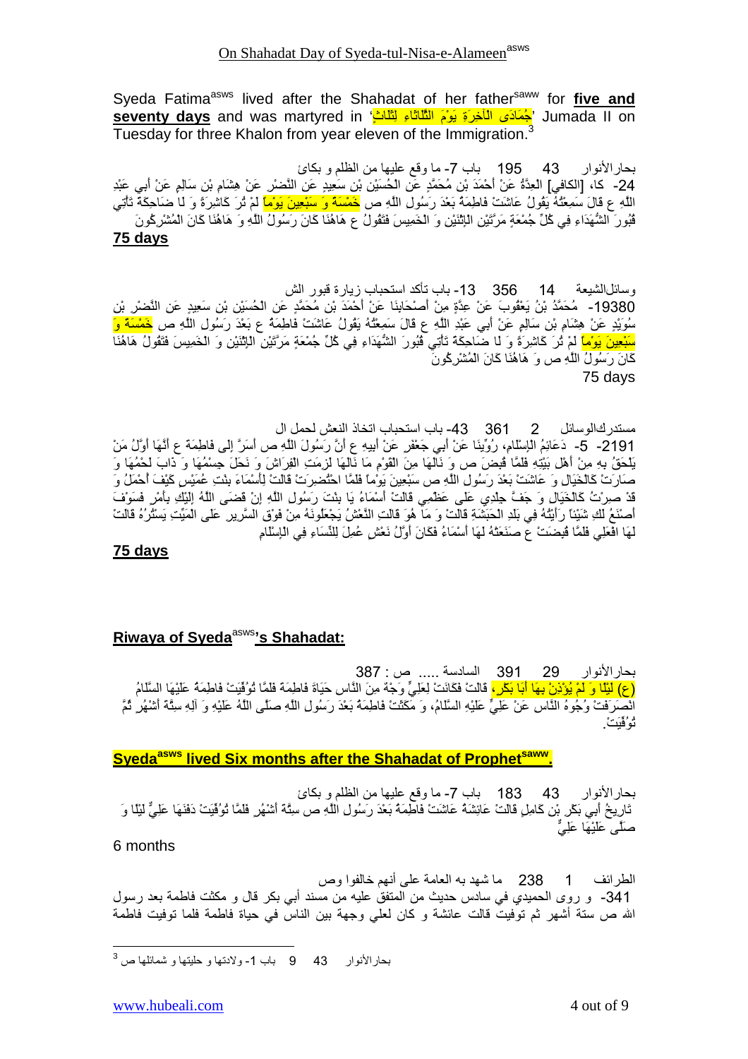Syeda Fatima[asws] lived after the Shahadat of her father[saww] for **five and seventy days** and was martyred in 'جُمَادَى الْآخِرَةِ يَوْمَ الثَّلَاثَاءِ لِثَلَاثٍ' Jumada II on Tuesday for three Khalon from year eleven of the Immigration.[3]

بحارالأنوار 43 195 باب 7- ما وقع عليها من الظلم و بكائ

24- كا، [الكافي] الْعِدَّةُ عَنْ أَحْمَدَ بْنِ مُحَمَّدٍ عَنِ الْحُسَيْنِ بْنِ سَعِيدٍ عَنِ النَّضْرِ عَنْ هِشَامِ بْنِ سَالِمٍ عَنْ أَبِي عَبْدِ اللَّهِ ع قَالَ سَمِعْتُهُ يَقُولُ عَاشَتْ فَاطِمَةُ بَعْدَ رَسُولِ اللَّهِ ص خَمْسَةً وَ سَبْعِينَ يَوْماً لَمْ تُرَ كَاشِرَةً وَ لَا ضَاحِكَةً تَأْتِي قُبُورَ الشُّهَدَاءِ فِي كُلِّ جُمْعَةٍ مَرَّتَيْنِ الِاثْنَيْنِ وَ الْخَمِيسَ فَتَقُولُ هَاهُنَا كَانَ رَسُولُ اللَّهِ وَ هَاهُنَا كَانَ الْمُشْرِكُونَ

**75 days**

وسائل‌الشيعة 14 356 13- باب تأكد استحباب زيارة قبور الش

19380- مُحَمَّدُ بْنُ يَعْقُوبَ عَنْ عِدَّةٍ مِنْ أَصْحَابِنَا عَنْ أَحْمَدَ بْنِ مُحَمَّدٍ عَنِ الْحُسَيْنِ بْنِ سَعِيدٍ عَنِ النَّضْرِ بْنِ سُوَيْدٍ عَنْ هِشَامِ بْنِ سَالِمٍ عَنْ أَبِي عَبْدِ اللَّهِ ع قَالَ سَمِعْتُهُ يَقُولُ عَاشَتْ فَاطِمَةُ ع بَعْدَ رَسُولِ اللَّهِ ص خَمْسَةً وَ سَبْعِينَ يَوْماً لَمْ تُرَ كَاشِرَةً وَ لَا ضَاحِكَةً تَأْتِي قُبُورَ الشُّهَدَاءِ فِي كُلِّ جُمْعَةٍ مَرَّتَيْنِ الِاثْنَيْنِ وَ الْخَمِيسَ فَتَقُولُ هَاهُنَا كَانَ رَسُولُ اللَّهِ ص وَ هَاهُنَا كَانَ الْمُشْرِكُونَ

75 days

مستدرك‌الوسائل 2 361 43- باب استحباب اتخاذ النعش لحمل ال

2191- 5- دَعَائِمُ الْإِسْلَامِ، رُوِّينَا عَنْ أَبِي جَعْفَرٍ عَنْ أَبِيهِ ع أَنَّ رَسُولَ اللَّهِ ص أَسَرَّ إِلَى فَاطِمَةَ ع أَنَّهَا أَوَّلُ مَنْ يَلْحَقُ بِهِ مِنْ أَهْلِ بَيْتِهِ فَلَمَّا قُبِضَ ص وَ نَالَهَا مِنَ الْقَوْمِ مَا نَالَهَا لَزِمَتِ الْفِرَاشَ وَ نَحَلَ جِسْمُهَا وَ ذَابَ لَحْمُهَا وَ صَارَتْ كَالْخَيَالِ وَ عَاشَتْ بَعْدَ رَسُولِ اللَّهِ ص سَبْعِينَ يَوْماً فَلَمَّا احْتُضِرَتْ قَالَتْ لِأَسْمَاءَ بِنْتِ عُمَيْسٍ كَيْفَ أُحْمَلُ وَ قَدْ صِرْتُ كَالْخَيَالِ وَ جَفَّ جِلْدِي عَلَى عَظْمِي قَالَتْ أَسْمَاءُ يَا بِنْتَ رَسُولِ اللَّهِ إِنْ قَضَى اللَّهُ إِلَيْكِ بِأَمْرٍ فَسَوْفَ أَصْنَعُ لَكِ شَيْئاً رَأَيْتُهُ فِي بَلَدِ الْحَبَشَةِ قَالَتْ وَ مَا هُوَ قَالَتِ النَّعْشُ يَجْعَلُونَهُ مِنْ فَوْقِ السَّرِيرِ عَلَى الْمَيِّتِ يَسْتُرُهُ قَالَتْ لَهَا افْعَلِي فَلَمَّا قُبِضَتْ ع صَنَعَتْهُ لَهَا أَسْمَاءُ فَكَانَ أَوَّلُ نَعْشٍ عُمِلَ لِلنِّسَاءِ فِي الْإِسْلَامِ

**75 days**

## Riwaya of Syeda[asws]'s Shahadat:

بحارالأنوار 29 391 السادسة ..... ص : 387

(ع) لَيْلًا وَ لَمْ يُؤْذِنْ بِهَا أَبَا بَكْرٍ، قَالَتْ فَكَانَتْ لِعَلِيٍّ وَجْهٌ مِنَ النَّاسِ حَيَاةَ فَاطِمَةَ فَلَمَّا تُوُفِّيَتْ فَاطِمَةُ عَلَيْهَا السَّلَامُ انْصَرَفَتْ وُجُوهُ النَّاسِ عَنْ عَلِيٍّ عَلَيْهِ السَّلَامُ، وَ مَكَثَتْ فَاطِمَةُ بَعْدَ رَسُولِ اللَّهِ صَلَّى اللَّهُ عَلَيْهِ وَ آلِهِ سِتَّةَ أَشْهُرٍ ثُمَّ تُوُفِّيَتْ.

## Syeda[asws] lived Six months after the Shahadat of Prophet[saww].

بحارالأنوار 43 183 باب 7- ما وقع عليها من الظلم و بكائ

تَارِيخُ أَبِي بَكْرِ بْنِ كَامِلٍ قَالَتْ عَائِشَةُ عَاشَتْ فَاطِمَةُ بَعْدَ رَسُولِ اللَّهِ ص سِتَّةَ أَشْهُرٍ فَلَمَّا تُوُفِّيَتْ دَفَنَهَا عَلِيٌّ لَيْلًا وَ صَلَّى عَلَيْهَا عَلِيٌّ

6 months

الطرائف 1 238 ما شهد به العامة على أنهم خالفوا وص

341- و روى الحميدي في سادس حديث من المتفق عليه من مسند أبي بكر قال و مكثت فاطمة بعد رسول الله ص ستة أشهر ثم توفيت قالت عائشة و كان لعلي وجهة بين الناس في حياة فاطمة فلما توفيت فاطمة

---

[3] بحارالأنوار 43 9 باب 1- ولادتها و حليتها و شمائلها ص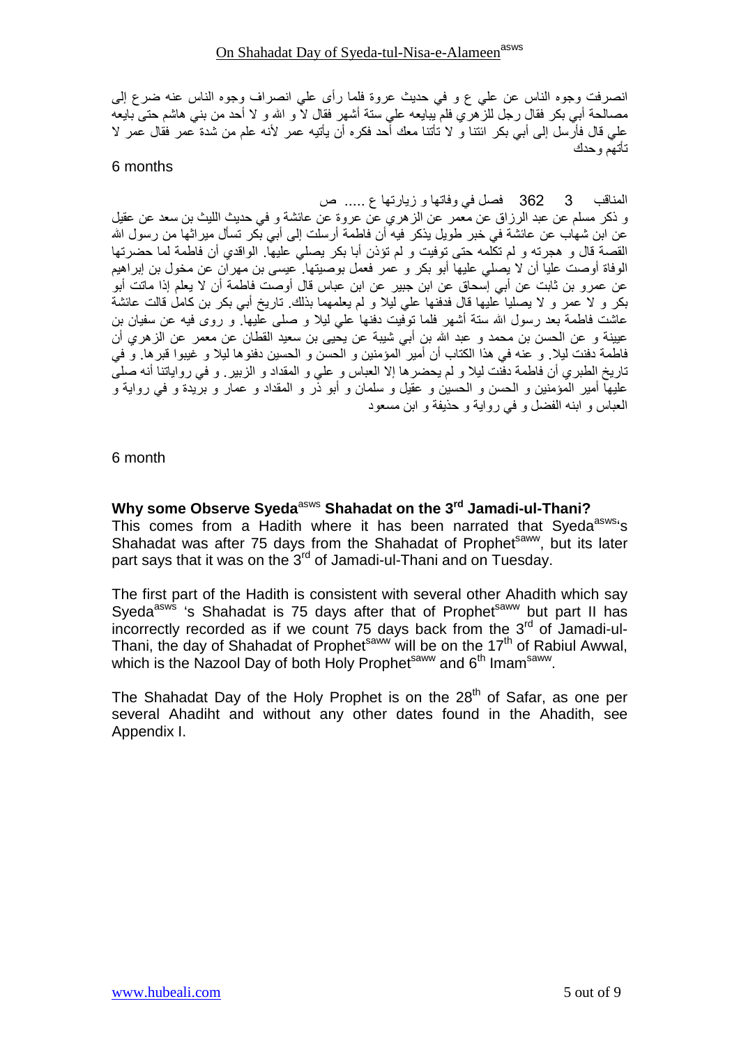انصرفت وجوه الناس عن علي ع و في حديث عروة فلما رأى علي انصراف وجوه الناس عنه ضرع إلى مصالحة أبي بكر فقال رجل للزهري فلم يبايعه علي ستة أشهر فقال لا و الله و لا أحد من بني هاشم حتى بايعه علي قال فأرسل إلى أبي بكر ائتنا و لا تأتنا معك أحد فكره أن يأتيه عمر لأنه علم من شدة عمر فقال عمر لا تأتهم وحدك

6 months

المناقب 3 362 فصل في وفاتها و زيارتها ع ..... ص

و ذكر مسلم عن عبد الرزاق عن معمر عن الزهري عن عروة عن عائشة و في حديث الليث بن سعد عن عقيل عن ابن شهاب عن عائشة في خبر طويل يذكر فيه أن فاطمة أرسلت إلى أبي بكر تسأل ميراثها من رسول الله القصة قال و هجرته و لم تكلمه حتى توفيت و لم تؤذن أبا بكر يصلي عليها. الواقدي أن فاطمة لما حضرتها الوفاة أوصت عليا أن لا يصلي عليها أبو بكر و عمر فعمل بوصيتها. عيسى بن مهران عن مخول بن إبراهيم عن عمرو بن ثابت عن أبي إسحاق عن ابن جبير عن ابن عباس قال أوصت فاطمة أن لا يعلم إذا ماتت أبو بكر و لا عمر و لا يصليا عليها قال فدفنها علي ليلا و لم يعلمهما بذلك. تاريخ أبي بكر بن كامل قالت عائشة عاشت فاطمة بعد رسول الله ستة أشهر فلما توفيت دفنها علي ليلا و صلى عليها. و روى فيه عن سفيان بن عيينة و عن الحسن بن محمد و عبد الله بن أبي شيبة عن يحيى بن سعيد القطان عن معمر عن الزهري أن فاطمة دفنت ليلا. و عنه في هذا الكتاب أن أمير المؤمنين و الحسن و الحسين دفنوها ليلا و غيبوا قبرها. و في تاريخ الطبري أن فاطمة دفنت ليلا و لم يحضرها إلا العباس و علي و المقداد و الزبير. و في رواياتنا أنه صلى عليها أمير المؤمنين و الحسن و الحسين و عقيل و سلمان و أبو ذر و المقداد و عمار و بريدة و في رواية و العباس و ابنه الفضل و في رواية و حذيفة و ابن مسعود

6 month

### Why some Observe Syeda[asws] Shahadat on the 3rd Jamadi-ul-Thani?

This comes from a Hadith where it has been narrated that Syeda[asws]'s Shahadat was after 75 days from the Shahadat of Prophet[saww], but its later part says that it was on the 3rd of Jamadi-ul-Thani and on Tuesday.

The first part of the Hadith is consistent with several other Ahadith which say Syeda[asws] 's Shahadat is 75 days after that of Prophet[saww] but part II has incorrectly recorded as if we count 75 days back from the 3rd of Jamadi-ul-Thani, the day of Shahadat of Prophet[saww] will be on the 17th of Rabiul Awwal, which is the Nazool Day of both Holy Prophet[saww] and 6th Imam[saww].

The Shahadat Day of the Holy Prophet is on the 28th of Safar, as one per several Ahadiht and without any other dates found in the Ahadith, see Appendix I.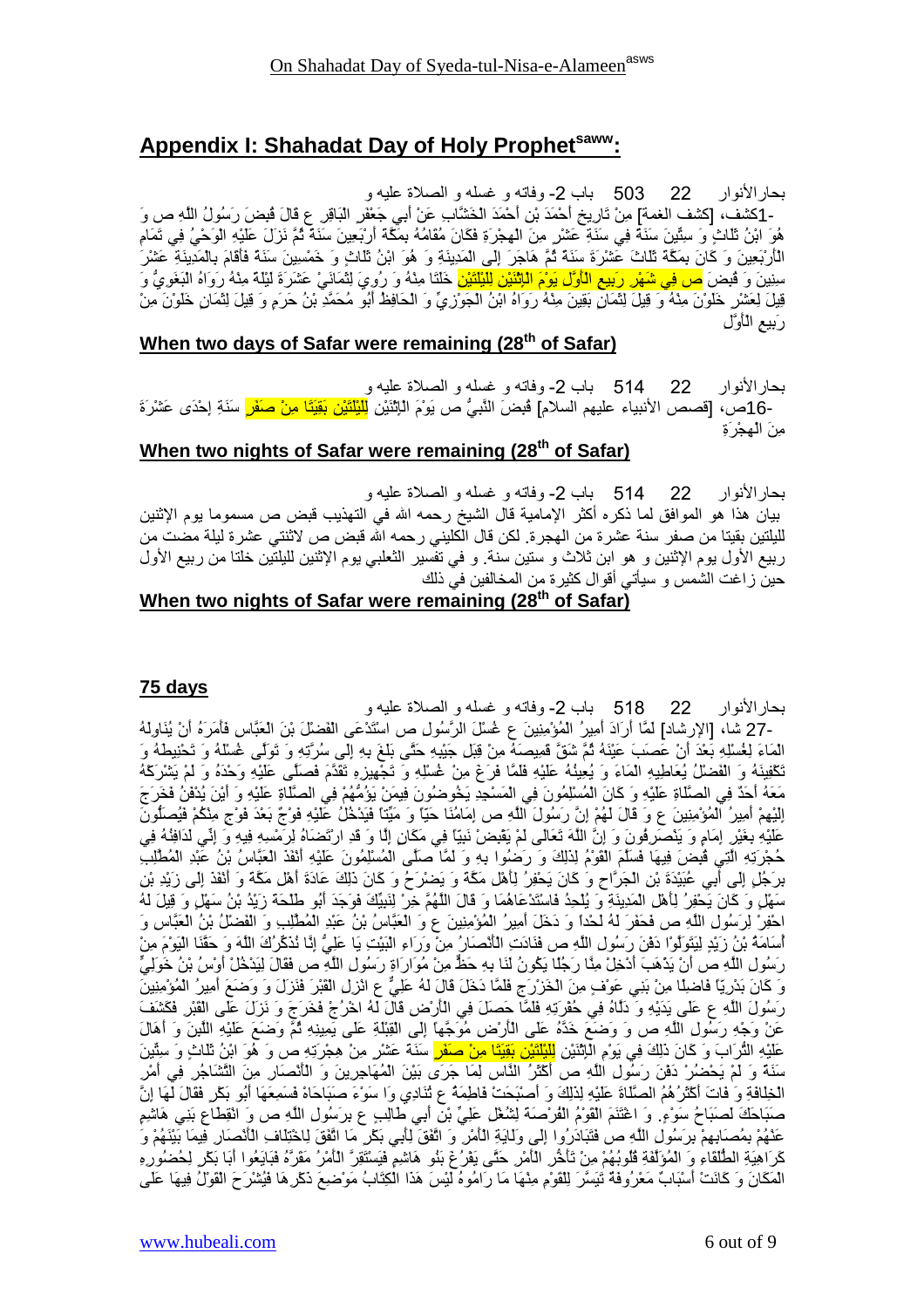## Appendix I: Shahadat Day of Holy Prophet[saww]:

بحارالأنوار 22 503 باب 2- وفاته و غسله و الصلاة عليه و

-1كشف، [كشف الغمة] مِنْ تَارِيخِ أَحْمَدَ بْنِ الْخَشَّابِ عَنْ أَبِي جَعْفَرٍ الْبَاقِرِ ع قَالَ قُبِضَ رَسُولُ اللَّهِ ص وَ هُوَ ابْنُ ثَلَاثٍ وَ سِتِّينَ سَنَةً فِي سَنَةِ عَشْرٍ مِنَ الْهِجْرَةِ فَكَانَ مُقَامُهُ بِمَكَّةَ أَرْبَعِينَ سَنَةً ثُمَّ نَزَلَ عَلَيْهِ الْوَحْيُ فِي تَمَامِ الْأَرْبَعِينَ وَ كَانَ بِمَكَّةَ ثَلَاثَ عَشْرَةَ سَنَةً ثُمَّ هَاجَرَ إِلَى الْمَدِينَةِ وَ هُوَ ابْنُ ثَلَاثٍ وَ خَمْسِينَ سَنَةً فَأَقَامَ بِالْمَدِينَةِ عَشْرَ سِنِينَ وَ قُبِضَ ص فِي شَهْرِ رَبِيعٍ الْأَوَّلِ يَوْمَ الِاثْنَيْنِ لِلَيْلَتَيْنِ خَلَتَا مِنْهُ وَ رُوِيَ لِثِنْتَيْ عَشْرَةَ لَيْلَةً مِنْهُ رَوَاهُ الْبَغَوِيُّ وَ قِيلَ لِعَشْرٍ خَلَوْنَ مِنْهُ وَ قِيلَ لِثَمَانٍ بَقِينَ مِنْهُ رَوَاهُ ابْنُ الْجَوْزِيِّ وَ الْحَافِظُ أَبُو مُحَمَّدِ بْنُ حَزْمٍ وَ قِيلَ لِثَمَانٍ خَلَوْنَ مِنْ رَبِيعٍ الْأَوَّلِ

### When two days of Safar were remaining (28th of Safar)

بحارالأنوار 22 514 باب 2- وفاته و غسله و الصلاة عليه و

-16ص، [قصص الأنبياء عليهم السلام] قُبِضَ النَّبِيُّ ص يَوْمَ الِاثْنَيْنِ لِلَيْلَتَيْنِ بَقِيَتَا مِنْ صَفَرٍ سَنَةَ إِحْدَى عَشْرَةَ مِنَ الْهِجْرَةِ

### When two nights of Safar were remaining (28th of Safar)

بحارالأنوار 22 514 باب 2- وفاته و غسله و الصلاة عليه و

بيان هذا هو الموافق لما ذكره أكثر الإمامية قال الشيخ رحمه الله في التهذيب قبض ص مسموما يوم الإثنين لليلتين بقيتا من صفر سنة عشرة من الهجرة. لكن قال الكليني رحمه الله قبض ص لاثنتي عشرة ليلة مضت من ربيع الأول يوم الإثنين و هو ابن ثلاث و ستين سنة. و في تفسير الثعلبي يوم الإثنين لليلتين خلتا من ربيع الأول حين زاغت الشمس و سيأتي أقوال كثيرة من المخالفين في ذلك

### When two nights of Safar were remaining (28th of Safar)

### 75 days

بحارالأنوار 22 518 باب 2- وفاته و غسله و الصلاة عليه و

-27 شا، [الإرشاد] لَمَّا أَرَادَ أَمِيرُ الْمُؤْمِنِينَ ع غُسْلَ الرَّسُولِ ص اسْتَدْعَى الْفَضْلَ بْنَ الْعَبَّاسِ فَأَمَرَهُ أَنْ يُنَاوِلَهُ الْمَاءَ لِغُسْلِهِ بَعْدَ أَنْ عَصَبَ عَيْنَهُ ثُمَّ شَقَّ قَمِيصَهُ مِنْ قِبَلِ جَيْبِهِ حَتَّى بَلَغَ بِهِ إِلَى سُرَّتِهِ وَ تَوَلَّى غُسْلَهُ وَ تَحْنِيطَهُ وَ تَكْفِينَهُ وَ الْفَضْلُ يُعَاطِيهِ الْمَاءَ وَ يُعِينُهُ عَلَيْهِ فَلَمَّا فَرَغَ مِنْ غُسْلِهِ وَ تَجْهِيزِهِ تَقَدَّمَ فَصَلَّى عَلَيْهِ وَحْدَهُ وَ لَمْ يَشْرَكْهُ مَعَهُ أَحَدٌ فِي الصَّلَاةِ عَلَيْهِ وَ كَانَ الْمُسْلِمُونَ فِي الْمَسْجِدِ يَخُوضُونَ فِيمَنْ يَؤُمُّهُمْ فِي الصَّلَاةِ عَلَيْهِ وَ أَيْنَ يُدْفَنُ فَخَرَجَ إِلَيْهِمْ أَمِيرُ الْمُؤْمِنِينَ ع وَ قَالَ لَهُمْ إِنَّ رَسُولَ اللَّهِ ص إِمَامُنَا حَيّاً وَ مَيِّتاً فَيَدْخُلُ عَلَيْهِ فَوْجٌ بَعْدَ فَوْجٍ مِنْكُمْ فَيُصَلُّونَ عَلَيْهِ بِغَيْرِ إِمَامٍ وَ يَنْصَرِفُونَ وَ إِنَّ اللَّهَ تَعَالَى لَمْ يَقْبِضْ نَبِيّاً فِي مَكَانٍ إِلَّا وَ قَدِ ارْتَضَاهُ لِرَمْسِهِ فِيهِ وَ إِنِّي لَدَافِنُهُ فِي حُجْرَتِهِ الَّتِي قُبِضَ فِيهَا فَسَلَّمَ الْقَوْمُ لِذَلِكَ وَ رَضُوا بِهِ وَ لَمَّا صَلَّى الْمُسْلِمُونَ عَلَيْهِ أَنْفَذَ الْعَبَّاسُ بْنُ عَبْدِ الْمُطَّلِبِ بِرَجُلٍ إِلَى أَبِي عُبَيْدَةَ بْنِ الْجَرَّاحِ وَ كَانَ يَحْفِرُ لِأَهْلِ مَكَّةَ وَ يَضْرَحُ وَ كَانَ ذَلِكَ عَادَةَ أَهْلِ مَكَّةَ وَ أَنْفَذَ إِلَى زَيْدِ بْنِ سَهْلٍ وَ كَانَ يَحْفِرُ لِأَهْلِ الْمَدِينَةِ وَ يُلْحِدُ فَاسْتَدْعَاهُمَا وَ قَالَ اللَّهُمَّ خِرْ لِنَبِيِّكَ فَوَجَدَ أَبُو طَلْحَةَ زَيْدُ بْنُ سَهْلٍ وَ قِيلَ لَهُ احْفِرْ لِرَسُولِ اللَّهِ ص فَحَفَرَ لَهُ لَحْداً وَ دَخَلَ أَمِيرُ الْمُؤْمِنِينَ ع وَ الْعَبَّاسُ بْنُ عَبْدِ الْمُطَّلِبِ وَ الْفَضْلُ بْنُ الْعَبَّاسِ وَ أُسَامَةُ بْنُ زَيْدٍ لِيَتَوَلَّوْا دَفْنَ رَسُولِ اللَّهِ ص فَنَادَتِ الْأَنْصَارُ مِنْ وَرَاءِ الْبَيْتِ يَا عَلِيُّ إِنَّا نُذَكِّرُكَ اللَّهَ وَ حَقَّنَا الْيَوْمَ مِنْ رَسُولِ اللَّهِ ص أَنْ يَذْهَبَ أَدْخِلْ مِنَّا رَجُلًا يَكُونُ لَنَا بِهِ حَظٌّ مِنْ مُوَارَاةِ رَسُولِ اللَّهِ ص فَقَالَ لِيَدْخُلْ أَوْسُ بْنُ خَوَلِيٍّ وَ كَانَ بَدْرِيّاً فَاضِلًا مِنْ بَنِي عَوْفٍ مِنَ الْخَزْرَجِ فَلَمَّا دَخَلَ قَالَ لَهُ عَلِيٌّ ع انْزِلِ الْقَبْرَ فَنَزَلَ وَ وَضَعَ أَمِيرُ الْمُؤْمِنِينَ رَسُولَ اللَّهِ ع عَلَى يَدَيْهِ وَ دَلَّاهُ فِي حُفْرَتِهِ فَلَمَّا حَصَلَ فِي الْأَرْضِ قَالَ لَهُ اخْرُجْ فَخَرَجَ وَ نَزَلَ عَلَى الْقَبْرِ فَكَشَفَ عَنْ وَجْهِ رَسُولِ اللَّهِ ص وَ وَضَعَ خَدَّهُ عَلَى الْأَرْضِ مُوَجَّهاً إِلَى الْقِبْلَةِ عَلَى يَمِينِهِ ثُمَّ وَضَعَ عَلَيْهِ اللَّبِنَ وَ أَهَالَ عَلَيْهِ التُّرَابَ وَ كَانَ ذَلِكَ فِي يَوْمِ الِاثْنَيْنِ لِلَيْلَتَيْنِ بَقِيَتَا مِنْ صَفَرٍ سَنَةَ عَشْرٍ مِنْ هِجْرَتِهِ ص وَ هُوَ ابْنُ ثَلَاثٍ وَ سِتِّينَ سَنَةً وَ لَمْ يَحْضُرْ دَفْنَ رَسُولِ اللَّهِ ص أَكْثَرُ النَّاسِ لِمَا جَرَى بَيْنَ الْمُهَاجِرِينَ وَ الْأَنْصَارِ مِنَ التَّشَاجُرِ فِي أَمْرِ الْخِلَافَةِ وَ فَاتَ أَكْثَرَهُمُ الصَّلَاةُ عَلَيْهِ لِذَلِكَ وَ أَصْبَحَتْ فَاطِمَةُ ع تُنَادِي وَا سَوْءَ صَبَاحَاهْ فَسَمِعَهَا أَبُو بَكْرٍ فَقَالَ لَهَا إِنَّ صَبَاحَكِ لَصَبَاحُ سَوْءٍ. وَ اغْتَنَمَ الْقَوْمُ الْفُرْصَةَ لِشُغُلِ عَلِيِّ بْنِ أَبِي طَالِبٍ ع بِرَسُولِ اللَّهِ ص وَ انْقِطَاعِ بَنِي هَاشِمٍ عَنْهُمْ بِمُصَابِهِمْ بِرَسُولِ اللَّهِ ص فَتَبَادَرُوا إِلَى وَلَايَةِ الْأَمْرِ وَ اتَّفَقَ لِأَبِي بَكْرٍ مَا اتَّفَقَ لِاخْتِلَافِ الْأَنْصَارِ فِيمَا بَيْنَهُمْ وَ كَرَاهِيَةِ الطُّلَقَاءِ وَ الْمُؤَلَّفَةِ قُلُوبُهُمْ مِنْ تَأَخُّرِ الْأَمْرِ حَتَّى يَفْرُغَ بَنُو هَاشِمٍ فَيَسْتَقِرَّ الْأَمْرُ مَقَرَّهُ فَبَايَعُوا أَبَا بَكْرٍ لِحُضُورِهِ الْمَكَانَ وَ كَانَتْ أَسْبَابٌ مَعْرُوفَةٌ تَيَسَّرَ لِلْقَوْمِ مِنْهَا مَا رَامُوهُ لَيْسَ هَذَا الْكِتَابُ مَوْضِعَ ذِكْرِهَا فَيُشْرَحَ الْقَوْلُ فِيهَا عَلَى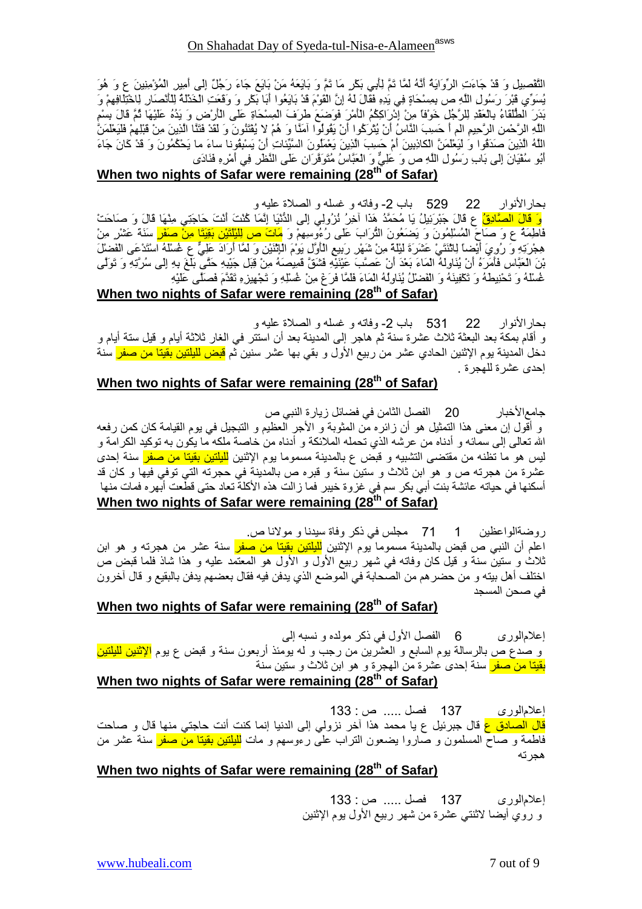التَّفْصِيلِ وَ قَدْ جَاءَتِ الرِّوَايَةُ أَنَّهُ لَمَّا تَمَّ لِأَبِي بَكْرٍ مَا تَمَّ وَ بَايَعَهُ مَنْ بَايَعَ جَاءَ رَجُلٌ إِلَى أَمِيرِ الْمُؤْمِنِينَ ع وَ هُوَ يُسَوِّي قَبْرَ رَسُولِ اللَّهِ ص بِمِسْحَاةٍ فِي يَدِهِ فَقَالَ لَهُ إِنَّ الْقَوْمَ قَدْ بَايَعُوا أَبَا بَكْرٍ وَ وَقَعَتِ الْخَذْلَةُ لِلْأَنْصَارِ لِاخْتِلَافِهِمْ وَ بَدَرَ الطُّلَقَاءُ بِالْعَقْدِ لِلرَّجُلِ خَوْفاً مِنْ إِدْرَاكِكُمُ الْأَمْرَ فَوَضَعَ طَرَفَ الْمِسْحَاةِ عَلَى الْأَرْضِ وَ يَدُهُ عَلَيْهَا ثُمَّ قَالَ بِسْمِ اللَّهِ الرَّحْمنِ الرَّحِيمِ الم أَ حَسِبَ النَّاسُ أَنْ يُتْرَكُوا أَنْ يَقُولُوا آمَنَّا وَ هُمْ لا يُفْتَنُونَ وَ لَقَدْ فَتَنَّا الَّذِينَ مِنْ قَبْلِهِمْ فَلَيَعْلَمَنَّ اللَّهُ الَّذِينَ صَدَقُوا وَ لَيَعْلَمَنَّ الْكاذِبِينَ أَمْ حَسِبَ الَّذِينَ يَعْمَلُونَ السَّيِّئاتِ أَنْ يَسْبِقُونا ساءَ ما يَحْكُمُونَ وَ قَدْ كَانَ جَاءَ أَبُو سُفْيَانَ إِلَى بَابِ رَسُولِ اللَّهِ ص وَ عَلِيٌّ وَ الْعَبَّاسُ مُتَوَفِّرَانِ عَلَى النَّظَرِ فِي أَمْرِهِ فَنَادَى

**When two nights of Safar were remaining (28th of Safar)**

بحارالأنوار 22 529 باب 2- وفاته و غسله و الصلاة عليه و

وَ قَالَ الصَّادِقُ ع قَالَ جَبْرَئِيلُ يَا مُحَمَّدُ هَذَا آخِرُ نُزُولِي إِلَى الدُّنْيَا إِنَّمَا كُنْتَ أَنْتَ حَاجَتِي مِنْهَا قَالَ وَ صَاحَتْ فَاطِمَةُ ع وَ صَاحَ الْمُسْلِمُونَ وَ يَضَعُونَ التُّرَابَ عَلَى رُءُوسِهِمْ وَ مَاتَ ص لِلَيْلَتَيْنِ بَقِيَتَا مِنْ صَفَرٍ سَنَةَ عَشْرٍ مِنْ هِجْرَتِهِ وَ رُوِيَ أَيْضاً لِاثْنَتَيْ عَشَرَةَ لَيْلَةً مِنْ شَهْرِ رَبِيعٍ الْأَوَّلِ يَوْمَ الِاثْنَيْنِ وَ لَمَّا أَرَادَ عَلِيٌّ ع غُسْلَهُ اسْتَدْعَى الْفَضْلَ بْنَ الْعَبَّاسِ فَأَمَرَهُ أَنْ يُنَاوِلَهُ الْمَاءَ بَعْدَ أَنْ عَصَبَ عَيْنَيْهِ فَشَقَّ قَمِيصَهُ مِنْ قِبَلِ جَيْبِهِ حَتَّى بَلَغَ بِهِ إِلَى سُرَّتِهِ وَ تَوَلَّى غُسْلَهُ وَ تَحْنِيطَهُ وَ تَكْفِينَهُ وَ الْفَضْلُ يُنَاوِلُهُ الْمَاءَ فَلَمَّا فَرَغَ مِنْ غُسْلِهِ وَ تَجْهِيزِهِ تَقَدَّمَ فَصَلَّى عَلَيْهِ

**When two nights of Safar were remaining (28th of Safar)**

بحارالأنوار 22 531 باب 2- وفاته و غسله و الصلاة عليه و

و أقام بمكة بعد البعثة ثلاث عشرة سنة ثم هاجر إلى المدينة بعد أن استتر في الغار ثلاثة أيام و قيل ستة أيام و دخل المدينة يوم الإثنين الحادي عشر من ربيع الأول و بقي بها عشر سنين ثم قبض لليلتين بقيتا من صفر سنة إحدى عشرة للهجرة .

**When two nights of Safar were remaining (28th of Safar)**

جامع‏الأخبار 20 الفصل الثامن في فضائل زيارة النبي ص

و أقول إن معنى هذا التمثيل هو أن زائره من المثوبة و الأجر العظيم و التبجيل في يوم القيامة كان كمن رفعه الله تعالى إلى سمائه و أدناه من عرشه الذي تحمله الملائكة و أدناه من خاصة ملكه ما يكون به توكيد الكرامة و ليس هو ما تظنه من مقتضى التشبيه و قبض ع بالمدينة مسموما يوم الإثنين لليلتين بقيتا من صفر سنة إحدى عشرة من هجرته ص و هو ابن ثلاث و ستين سنة و قبره ص بالمدينة في حجرته التي توفي فيها و كان قد أسكنها في حياته عائشة بنت أبي بكر سم في غزوة خيبر فما زالت هذه الأكلة تعاد حتى قطعت أبهره فمات منها

**When two nights of Safar were remaining (28th of Safar)**

روضة‏الواعظين 1 71 مجلس في ذكر وفاة سيدنا و مولانا ص.

اعلم أن النبي ص قبض بالمدينة مسموما يوم الإثنين لليلتين بقيتا من صفر سنة عشر من هجرته و هو ابن ثلاث و ستين سنة و قيل كان وفاته في شهر ربيع الأول و الأول هو المعتمد عليه و هذا شاذ فلما قبض ص اختلف أهل بيته و من حضرهم من الصحابة في الموضع الذي يدفن فيه فقال بعضهم يدفن بالبقيع و قال آخرون في صحن المسجد

**When two nights of Safar were remaining (28th of Safar)**

إعلام‏الورى 6 الفصل الأول في ذكر مولده و نسبه إلى

و صدع ص بالرسالة يوم السابع و العشرين من رجب و له يومئذ أربعون سنة و قبض ع يوم الإثنين لليلتين بقيتا من صفر سنة إحدى عشرة من الهجرة و هو ابن ثلاث و ستين سنة

**When two nights of Safar were remaining (28th of Safar)**

إعلام‏الورى 137 فصل ..... ص : 133

قال الصادق ع قال جبرئيل ع يا محمد هذا آخر نزولي إلى الدنيا إنما كنت أنت حاجتي منها قال و صاحت فاطمة و صاح المسلمون و صاروا يضعون التراب على رءوسهم و مات لليلتين بقيتا من صفر سنة عشر من هجرته

**When two nights of Safar were remaining (28th of Safar)**

إعلام‏الورى 137 فصل ..... ص : 133

و روي أيضا لاثنتي عشرة من شهر ربيع الأول يوم الإثنين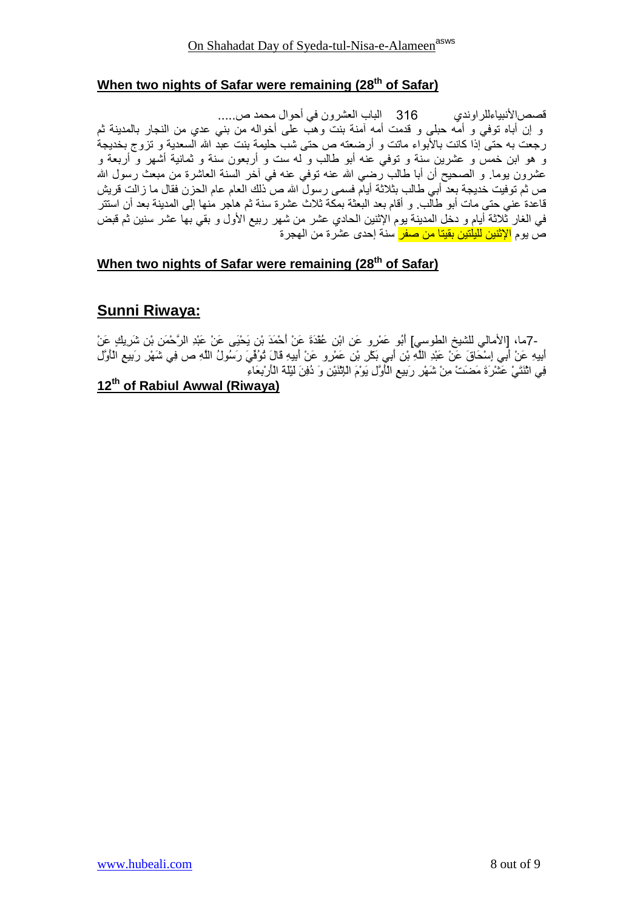## When two nights of Safar were remaining (28th of Safar)

قصص‌الأنبياءللراوندي 316 الباب العشرون في أحوال محمد ص.....

و إن أباه توفي و أمه حبلى و قدمت أمه آمنة بنت وهب على أخواله من بني عدي من النجار بالمدينة ثم رجعت به حتى إذا كانت بالأبواء ماتت و أرضعته ص حتى شب حليمة بنت عبد الله السعدية و تزوج بخديجة و هو ابن خمس و عشرين سنة و توفي عنه أبو طالب و له ست و أربعون سنة و ثمانية أشهر و أربعة و عشرون يوما. و الصحيح أن أبا طالب رضي الله عنه توفي عنه في آخر السنة العاشرة من مبعث رسول الله ص ثم توفيت خديجة بعد أبي طالب بثلاثة أيام فسمى رسول الله ص ذلك العام عام الحزن فقال ما زالت قريش قاعدة عني حتى مات أبو طالب. و أقام بعد البعثة بمكة ثلاث عشرة سنة ثم هاجر منها إلى المدينة بعد أن استتر في الغار ثلاثة أيام و دخل المدينة يوم الإثنين الحادي عشر من شهر ربيع الأول و بقي بها عشر سنين ثم قبض ص يوم الإثنين لليلتين بقيتا من صفر سنة إحدى عشرة من الهجرة

## When two nights of Safar were remaining (28th of Safar)

## Sunni Riwaya:

7-ما، [الأمالي للشيخ الطوسي] أَبُو عَمْرٍو عَنِ ابْنِ عُقْدَةَ عَنْ أَحْمَدَ بْنِ يَحْيَى عَنْ عَبْدِ الرَّحْمَنِ بْنِ شَرِيكٍ عَنْ أَبِيهِ عَنْ أَبِي إِسْحَاقَ عَنْ عَبْدِ اللَّهِ بْنِ أَبِي بَكْرِ بْنِ عَمْرٍو عَنْ أَبِيهِ قَالَ تُوُفِّيَ رَسُولُ اللَّهِ ص فِي شَهْرِ رَبِيعٍ الْأَوَّلِ فِي اثْنَتَيْ عَشْرَةَ مَضَتْ مِنْ شَهْرِ رَبِيعٍ الْأَوَّلِ يَوْمَ الِاثْنَيْنِ وَ دُفِنَ لَيْلَةَ الْأَرْبِعَاءِ

**12th of Rabiul Awwal (Riwaya)**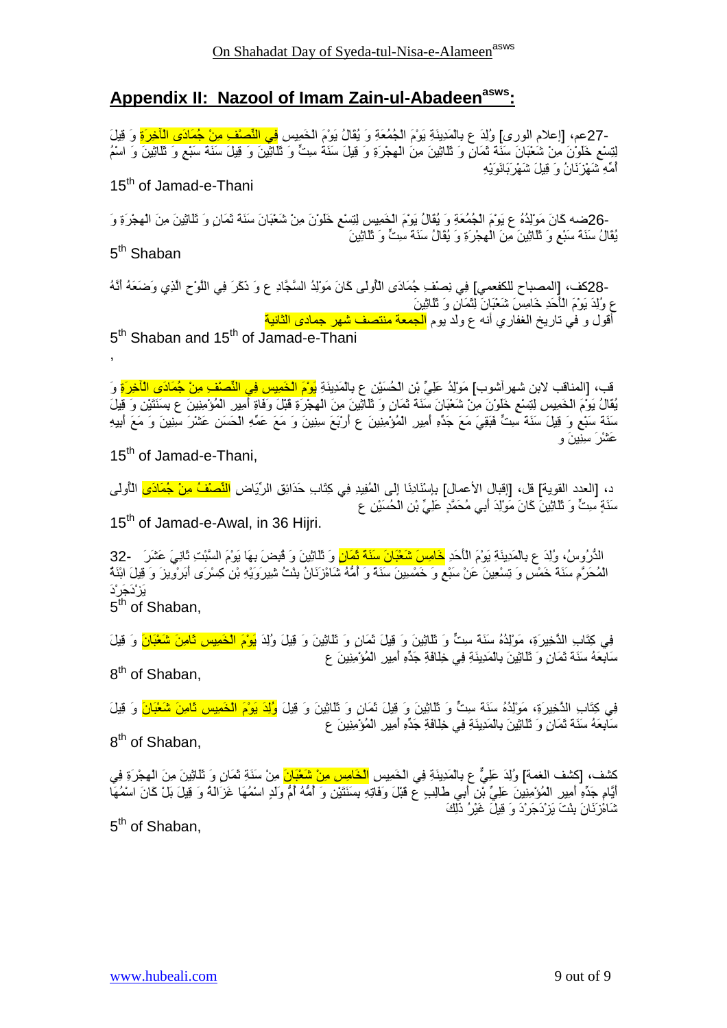## Appendix II: Nazool of Imam Zain-ul-Abadeen[asws]:

27-عم، [إعلام الورى] وُلِدَ ع بِالْمَدِينَةِ يَوْمَ الْجُمُعَةِ وَ يُقَالُ يَوْمَ الْخَمِيسِ فِي النِّصْفِ مِنْ جُمَادَى الْآخِرَةِ وَ قِيلَ لِتِسْعٍ خَلَوْنَ مِنْ شَعْبَانَ سَنَةَ ثَمَانٍ وَ ثَلَاثِينَ مِنَ الْهِجْرَةِ وَ قِيلَ سَنَةَ سِتٍّ وَ ثَلَاثِينَ وَ قِيلَ سَنَةَ سَبْعٍ وَ ثَلَاثِينَ وَ اسْمُ أُمِّهِ شَهْرَبَانُ وَ قِيلَ شَهْرَبَانُوَيْهِ

15th of Jamad-e-Thani

26-ضه كَانَ مَوْلِدُهُ ع يَوْمَ الْجُمُعَةِ وَ يُقَالُ يَوْمَ الْخَمِيسِ لِتِسْعٍ خَلَوْنَ مِنْ شَعْبَانَ سَنَةَ ثَمَانٍ وَ ثَلَاثِينَ مِنَ الْهِجْرَةِ وَ يُقَالُ سَنَةَ سَبْعٍ وَ ثَلَاثِينَ مِنَ الْهِجْرَةِ وَ يُقَالُ سَنَةَ سِتٍّ وَ ثَلَاثِينَ

5th Shaban

28-كف، [المصباح للكفعمي] فِي نِصْفِ جُمَادَى الْأُولَى كَانَ مَوْلِدُ السَّجَّادِ ع وَ ذَكَرَ فِي اللَّوْحِ الَّذِي وَضَعَهُ أَنَّهُ ع وُلِدَ يَوْمَ الْأَحَدِ خَامِسَ شَعْبَانَ لِثَمَانٍ وَ ثَلَاثِينَ

أقول و في تاريخ الغفاري أنه ع ولد يوم الجمعة منتصف شهر جمادى الثانية

5th Shaban and 15th of Jamad-e-Thani

,

قب، [المناقب لابن شهرآشوب] مَوْلِدُ عَلِيِّ بْنِ الْحُسَيْنِ ع بِالْمَدِينَةِ يَوْمَ الْخَمِيسِ فِي النِّصْفِ مِنْ جُمَادَى الْآخِرَةِ وَ يُقَالُ يَوْمَ الْخَمِيسِ لِتِسْعٍ خَلَوْنَ مِنْ شَعْبَانَ سَنَةَ ثَمَانٍ وَ ثَلَاثِينَ مِنَ الْهِجْرَةِ قَبْلَ وَفَاةِ أَمِيرِ الْمُؤْمِنِينَ ع بِسَنَتَيْنِ وَ قِيلَ سَنَةَ سَبْعٍ وَ قِيلَ سَنَةَ سِتٍّ فَبَقِيَ مَعَ جَدِّهِ أَمِيرِ الْمُؤْمِنِينَ ع أَرْبَعَ سِنِينَ وَ مَعَ عَمِّهِ الْحَسَنِ عَشْرَ سِنِينَ وَ مَعَ أَبِيهِ عَشْرَ سِنِينَ و

15th of Jamad-e-Thani,

د، [العدد القوية] قل، [إقبال الأعمال] بِإِسْنَادِنَا إِلَى الْمُفِيدِ فِي كِتَابِ حَدَائِقِ الرِّيَاضِ النِّصْفُ مِنْ جُمَادَى الْأُولَى سَنَةَ سِتٍّ وَ ثَلَاثِينَ كَانَ مَوْلِدَ أَبِي مُحَمَّدٍ عَلِيِّ بْنِ الْحُسَيْنِ ع

15th of Jamad-e-Awal, in 36 Hijri.

32- الدُّرُوسُ، وُلِدَ ع بِالْمَدِينَةِ يَوْمَ الْأَحَدِ خَامِسَ شَعْبَانَ سَنَةَ ثَمَانٍ وَ ثَلَاثِينَ وَ قُبِضَ بِهَا يَوْمَ السَّبْتِ ثَانِيَ عَشَرَ الْمُحَرَّمِ سَنَةَ خَمْسٍ وَ تِسْعِينَ عَنْ سَبْعٍ وَ خَمْسِينَ سَنَةً وَ أُمُّهُ شَاهْزَنَانُ بِنْتُ شِيرَوَيْهِ بْنِ كِسْرَى أَبَرْوِيزَ وَ قِيلَ ابْنَةُ يَزْدَجَرْدَ

5th of Shaban,

فِي كِتَابِ الذَّخِيرَةِ، مَوْلِدُهُ سَنَةَ سِتٍّ وَ ثَلَاثِينَ وَ قِيلَ ثَمَانٍ وَ ثَلَاثِينَ وَ قِيلَ وُلِدَ يَوْمَ الْخَمِيسِ ثَامِنَ شَعْبَانَ وَ قِيلَ سَابِعَهُ سَنَةَ ثَمَانٍ وَ ثَلَاثِينَ بِالْمَدِينَةِ فِي خِلَافَةِ جَدِّهِ أَمِيرِ الْمُؤْمِنِينَ ع

8th of Shaban,

فِي كِتَابِ الذَّخِيرَةِ، مَوْلِدُهُ سَنَةَ سِتٍّ وَ ثَلَاثِينَ وَ قِيلَ ثَمَانٍ وَ ثَلَاثِينَ وَ قِيلَ وُلِدَ يَوْمَ الْخَمِيسِ ثَامِنَ شَعْبَانَ وَ قِيلَ سَابِعَهُ سَنَةَ ثَمَانٍ وَ ثَلَاثِينَ بِالْمَدِينَةِ فِي خِلَافَةِ جَدِّهِ أَمِيرِ الْمُؤْمِنِينَ ع

8th of Shaban,

كشف، [كشف الغمة] وُلِدَ عَلِيٌّ ع بِالْمَدِينَةِ فِي الْخَمِيسِ الْخَامِسِ مِنْ شَعْبَانَ مِنْ سَنَةِ ثَمَانٍ وَ ثَلَاثِينَ مِنَ الْهِجْرَةِ فِي أَيَّامِ جَدِّهِ أَمِيرِ الْمُؤْمِنِينَ عَلِيِّ بْنِ أَبِي طَالِبٍ ع قَبْلَ وَفَاتِهِ بِسَنَتَيْنِ وَ أُمُّهُ أُمُّ وَلَدٍ اسْمُهَا غَزَالَةُ وَ قِيلَ بَلْ كَانَ اسْمُهَا شَاهْزَنَانَ بِنْتَ يَزْدَجَرْدَ وَ قِيلَ غَيْرُ ذَلِكَ

5th of Shaban,